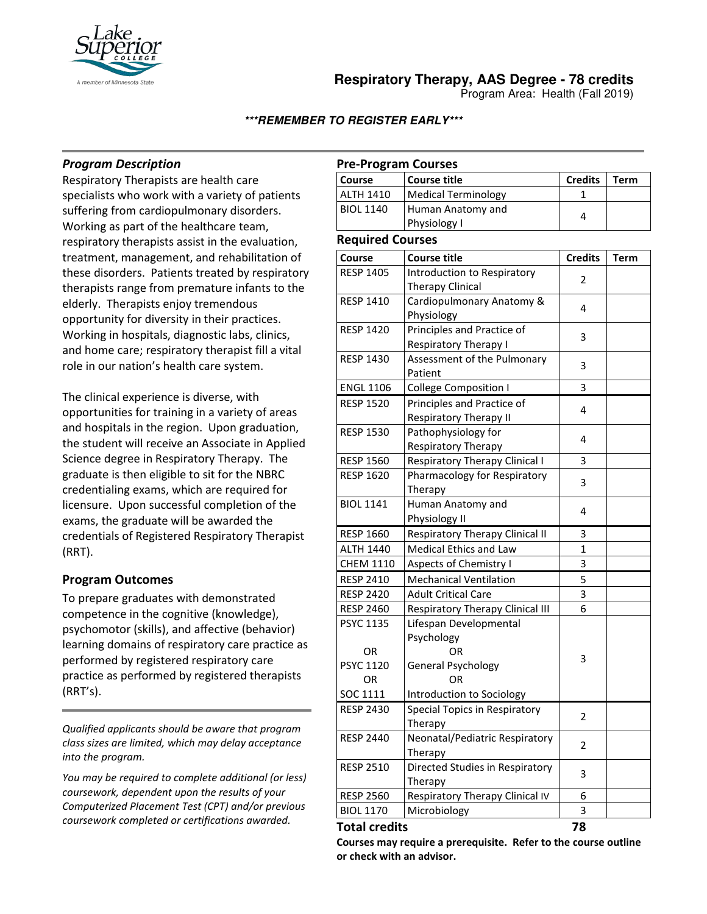# Respiratory Therapy, AAS Degree - 78 credits

Program Area: Health (Fall 2019)

***REMEMBER TO REGISTER EARLY***

## *Program Description*

Respiratory Therapists are health care specialists who work with a variety of patients suffering from cardiopulmonary disorders. Working as part of the healthcare team, respiratory therapists assist in the evaluation, treatment, management, and rehabilitation of these disorders. Patients treated by respiratory therapists range from premature infants to the elderly. Therapists enjoy tremendous opportunity for diversity in their practices. Working in hospitals, diagnostic labs, clinics, and home care; respiratory therapist fill a vital role in our nation's health care system.

The clinical experience is diverse, with opportunities for training in a variety of areas and hospitals in the region. Upon graduation, the student will receive an Associate in Applied Science degree in Respiratory Therapy. The graduate is then eligible to sit for the NBRC credentialing exams, which are required for licensure. Upon successful completion of the exams, the graduate will be awarded the credentials of Registered Respiratory Therapist (RRT).

## Program Outcomes

To prepare graduates with demonstrated competence in the cognitive (knowledge), psychomotor (skills), and affective (behavior) learning domains of respiratory care practice as performed by registered respiratory care practice as performed by registered therapists (RRT's).

*Qualified applicants should be aware that program class sizes are limited, which may delay acceptance into the program.*

*You may be required to complete additional (or less) coursework, dependent upon the results of your Computerized Placement Test (CPT) and/or previous coursework completed or certifications awarded.*

## Pre-Program Courses

| Course | Course title | Credits | Term |
|---|---|---|---|
| ALTH 1410 | Medical Terminology | 1 | |
| BIOL 1140 | Human Anatomy and Physiology I | 4 | |

## Required Courses

| Course | Course title | Credits | Term |
|---|---|---|---|
| RESP 1405 | Introduction to Respiratory Therapy Clinical | 2 | |
| RESP 1410 | Cardiopulmonary Anatomy & Physiology | 4 | |
| RESP 1420 | Principles and Practice of Respiratory Therapy I | 3 | |
| RESP 1430 | Assessment of the Pulmonary Patient | 3 | |
| ENGL 1106 | College Composition I | 3 | |
| RESP 1520 | Principles and Practice of Respiratory Therapy II | 4 | |
| RESP 1530 | Pathophysiology for Respiratory Therapy | 4 | |
| RESP 1560 | Respiratory Therapy Clinical I | 3 | |
| RESP 1620 | Pharmacology for Respiratory Therapy | 3 | |
| BIOL 1141 | Human Anatomy and Physiology II | 4 | |
| RESP 1660 | Respiratory Therapy Clinical II | 3 | |
| ALTH 1440 | Medical Ethics and Law | 1 | |
| CHEM 1110 | Aspects of Chemistry I | 3 | |
| RESP 2410 | Mechanical Ventilation | 5 | |
| RESP 2420 | Adult Critical Care | 3 | |
| RESP 2460 | Respiratory Therapy Clinical III | 6 | |
| PSYC 1135 OR PSYC 1120 OR SOC 1111 | Lifespan Developmental Psychology OR General Psychology OR Introduction to Sociology | 3 | |
| RESP 2430 | Special Topics in Respiratory Therapy | 2 | |
| RESP 2440 | Neonatal/Pediatric Respiratory Therapy | 2 | |
| RESP 2510 | Directed Studies in Respiratory Therapy | 3 | |
| RESP 2560 | Respiratory Therapy Clinical IV | 6 | |
| BIOL 1170 | Microbiology | 3 | |

**Total credits 78**

**Courses may require a prerequisite. Refer to the course outline or check with an advisor.**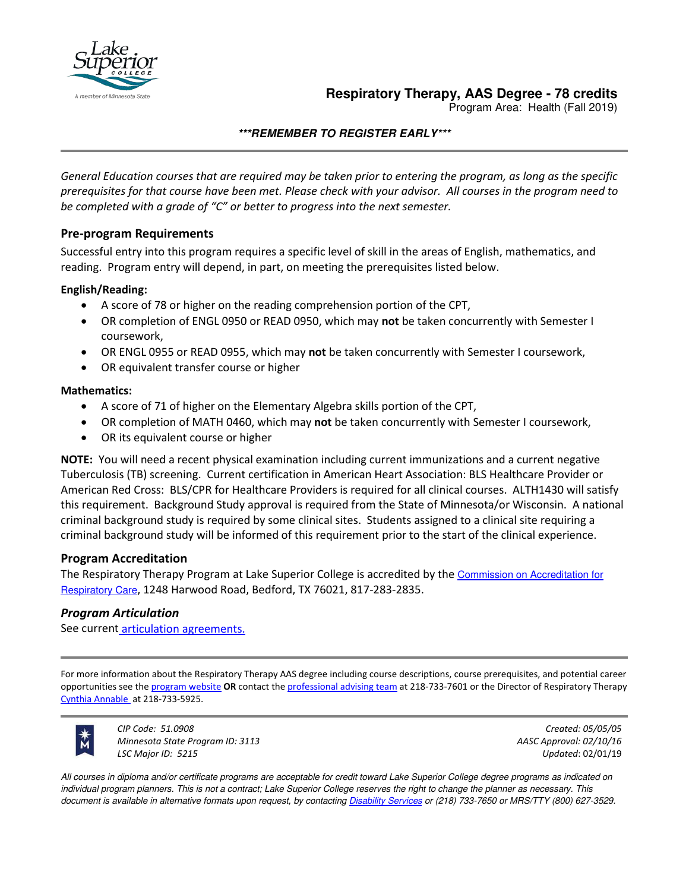# Respiratory Therapy, AAS Degree - 78 credits

Program Area: Health (Fall 2019)

***REMEMBER TO REGISTER EARLY***

*General Education courses that are required may be taken prior to entering the program, as long as the specific prerequisites for that course have been met. Please check with your advisor. All courses in the program need to be completed with a grade of "C" or better to progress into the next semester.*

## Pre-program Requirements

Successful entry into this program requires a specific level of skill in the areas of English, mathematics, and reading. Program entry will depend, in part, on meeting the prerequisites listed below.

**English/Reading:**

- A score of 78 or higher on the reading comprehension portion of the CPT,
- OR completion of ENGL 0950 or READ 0950, which may **not** be taken concurrently with Semester I coursework,
- OR ENGL 0955 or READ 0955, which may **not** be taken concurrently with Semester I coursework,
- OR equivalent transfer course or higher

**Mathematics:**

- A score of 71 of higher on the Elementary Algebra skills portion of the CPT,
- OR completion of MATH 0460, which may **not** be taken concurrently with Semester I coursework,
- OR its equivalent course or higher

**NOTE:** You will need a recent physical examination including current immunizations and a current negative Tuberculosis (TB) screening. Current certification in American Heart Association: BLS Healthcare Provider or American Red Cross: BLS/CPR for Healthcare Providers is required for all clinical courses. ALTH1430 will satisfy this requirement. Background Study approval is required from the State of Minnesota/or Wisconsin. A national criminal background study is required by some clinical sites. Students assigned to a clinical site requiring a criminal background study will be informed of this requirement prior to the start of the clinical experience.

## Program Accreditation

The Respiratory Therapy Program at Lake Superior College is accredited by the Commission on Accreditation for Respiratory Care, 1248 Harwood Road, Bedford, TX 76021, 817-283-2835.

## *Program Articulation*

See current articulation agreements.

For more information about the Respiratory Therapy AAS degree including course descriptions, course prerequisites, and potential career opportunities see the program website **OR** contact the professional advising team at 218-733-7601 or the Director of Respiratory Therapy Cynthia Annable at 218-733-5925.

*CIP Code: 51.0908*
*Minnesota State Program ID: 3113*
*LSC Major ID: 5215*

*Created: 05/05/05*
*AASC Approval: 02/10/16*
*Updated*: 02/01/19

*All courses in diploma and/or certificate programs are acceptable for credit toward Lake Superior College degree programs as indicated on individual program planners. This is not a contract; Lake Superior College reserves the right to change the planner as necessary. This document is available in alternative formats upon request, by contacting Disability Services or (218) 733-7650 or MRS/TTY (800) 627-3529.*